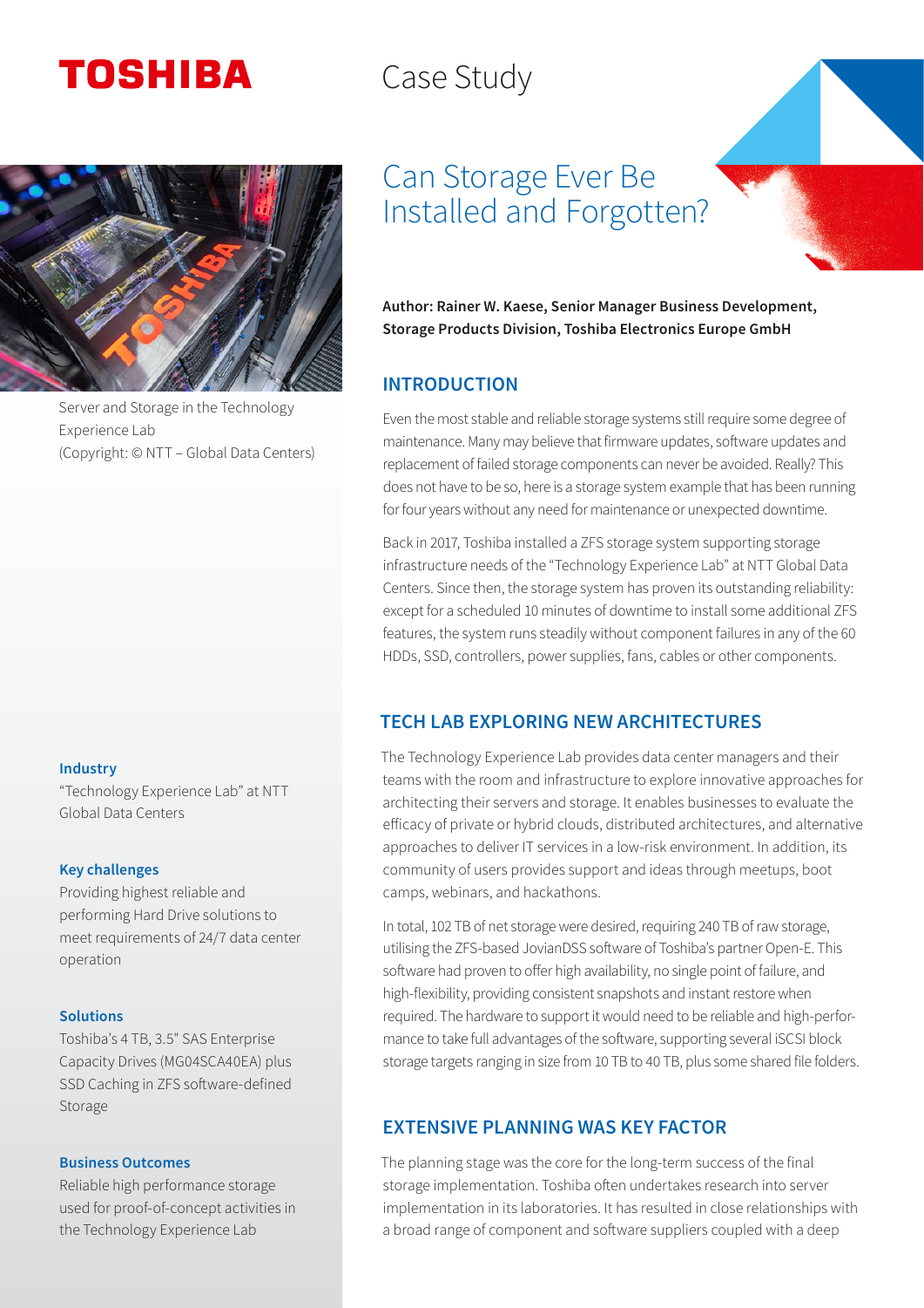# Case Study

## Can Storage Ever Be Installed and Forgotten?

Server and Storage in the Technology Experience Lab
(Copyright: © NTT – Global Data Centers)

**Industry**
"Technology Experience Lab" at NTT Global Data Centers

**Key challenges**
Providing highest reliable and performing Hard Drive solutions to meet requirements of 24/7 data center operation

**Solutions**
Toshiba's 4 TB, 3.5" SAS Enterprise Capacity Drives (MG04SCA40EA) plus SSD Caching in ZFS software-defined Storage

**Business Outcomes**
Reliable high performance storage used for proof-of-concept activities in the Technology Experience Lab

**Author: Rainer W. Kaese, Senior Manager Business Development, Storage Products Division, Toshiba Electronics Europe GmbH**

### INTRODUCTION

Even the most stable and reliable storage systems still require some degree of maintenance. Many may believe that firmware updates, software updates and replacement of failed storage components can never be avoided. Really? This does not have to be so, here is a storage system example that has been running for four years without any need for maintenance or unexpected downtime.

Back in 2017, Toshiba installed a ZFS storage system supporting storage infrastructure needs of the "Technology Experience Lab" at NTT Global Data Centers. Since then, the storage system has proven its outstanding reliability: except for a scheduled 10 minutes of downtime to install some additional ZFS features, the system runs steadily without component failures in any of the 60 HDDs, SSD, controllers, power supplies, fans, cables or other components.

### TECH LAB EXPLORING NEW ARCHITECTURES

The Technology Experience Lab provides data center managers and their teams with the room and infrastructure to explore innovative approaches for architecting their servers and storage. It enables businesses to evaluate the efficacy of private or hybrid clouds, distributed architectures, and alternative approaches to deliver IT services in a low-risk environment. In addition, its community of users provides support and ideas through meetups, boot camps, webinars, and hackathons.

In total, 102 TB of net storage were desired, requiring 240 TB of raw storage, utilising the ZFS-based JovianDSS software of Toshiba's partner Open-E. This software had proven to offer high availability, no single point of failure, and high-flexibility, providing consistent snapshots and instant restore when required. The hardware to support it would need to be reliable and high-performance to take full advantages of the software, supporting several iSCSI block storage targets ranging in size from 10 TB to 40 TB, plus some shared file folders.

### EXTENSIVE PLANNING WAS KEY FACTOR

The planning stage was the core for the long-term success of the final storage implementation. Toshiba often undertakes research into server implementation in its laboratories. It has resulted in close relationships with a broad range of component and software suppliers coupled with a deep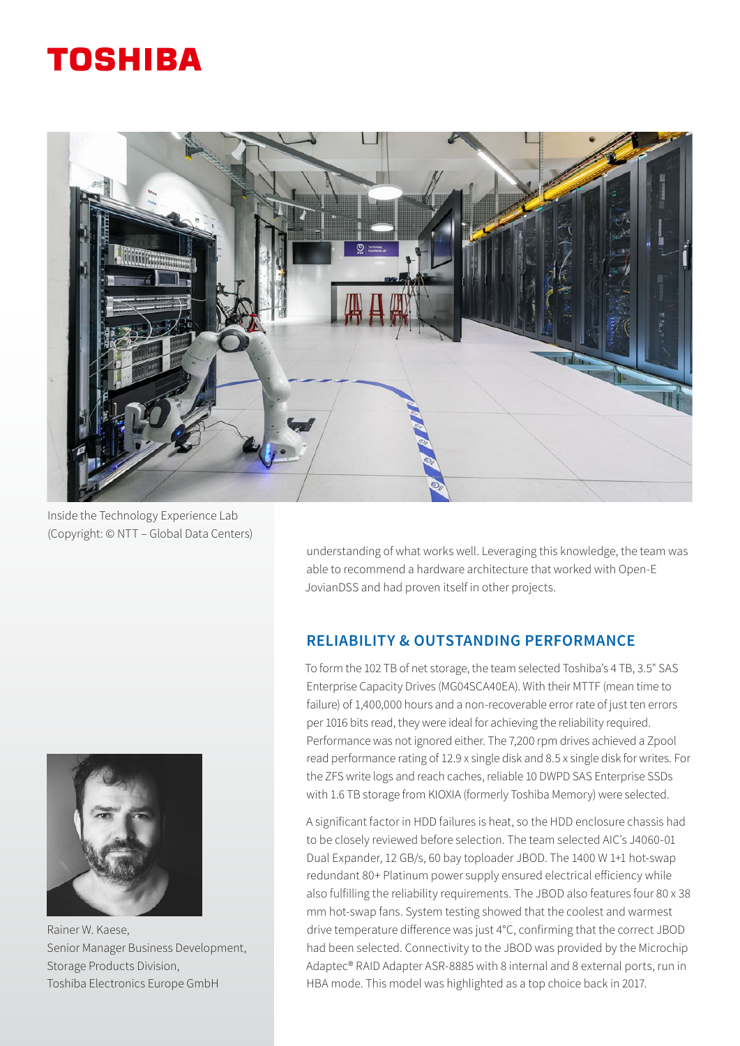Inside the Technology Experience Lab
(Copyright: © NTT – Global Data Centers)

understanding of what works well. Leveraging this knowledge, the team was able to recommend a hardware architecture that worked with Open-E JovianDSS and had proven itself in other projects.

## RELIABILITY & OUTSTANDING PERFORMANCE

To form the 102 TB of net storage, the team selected Toshiba's 4 TB, 3.5" SAS Enterprise Capacity Drives (MG04SCA40EA). With their MTTF (mean time to failure) of 1,400,000 hours and a non-recoverable error rate of just ten errors per 1016 bits read, they were ideal for achieving the reliability required. Performance was not ignored either. The 7,200 rpm drives achieved a Zpool read performance rating of 12.9 x single disk and 8.5 x single disk for writes. For the ZFS write logs and reach caches, reliable 10 DWPD SAS Enterprise SSDs with 1.6 TB storage from KIOXIA (formerly Toshiba Memory) were selected.

A significant factor in HDD failures is heat, so the HDD enclosure chassis had to be closely reviewed before selection. The team selected AIC's J4060-01 Dual Expander, 12 GB/s, 60 bay toploader JBOD. The 1400 W 1+1 hot-swap redundant 80+ Platinum power supply ensured electrical efficiency while also fulfilling the reliability requirements. The JBOD also features four 80 x 38 mm hot-swap fans. System testing showed that the coolest and warmest drive temperature difference was just 4°C, confirming that the correct JBOD had been selected. Connectivity to the JBOD was provided by the Microchip Adaptec® RAID Adapter ASR-8885 with 8 internal and 8 external ports, run in HBA mode. This model was highlighted as a top choice back in 2017.

Rainer W. Kaese,
Senior Manager Business Development,
Storage Products Division,
Toshiba Electronics Europe GmbH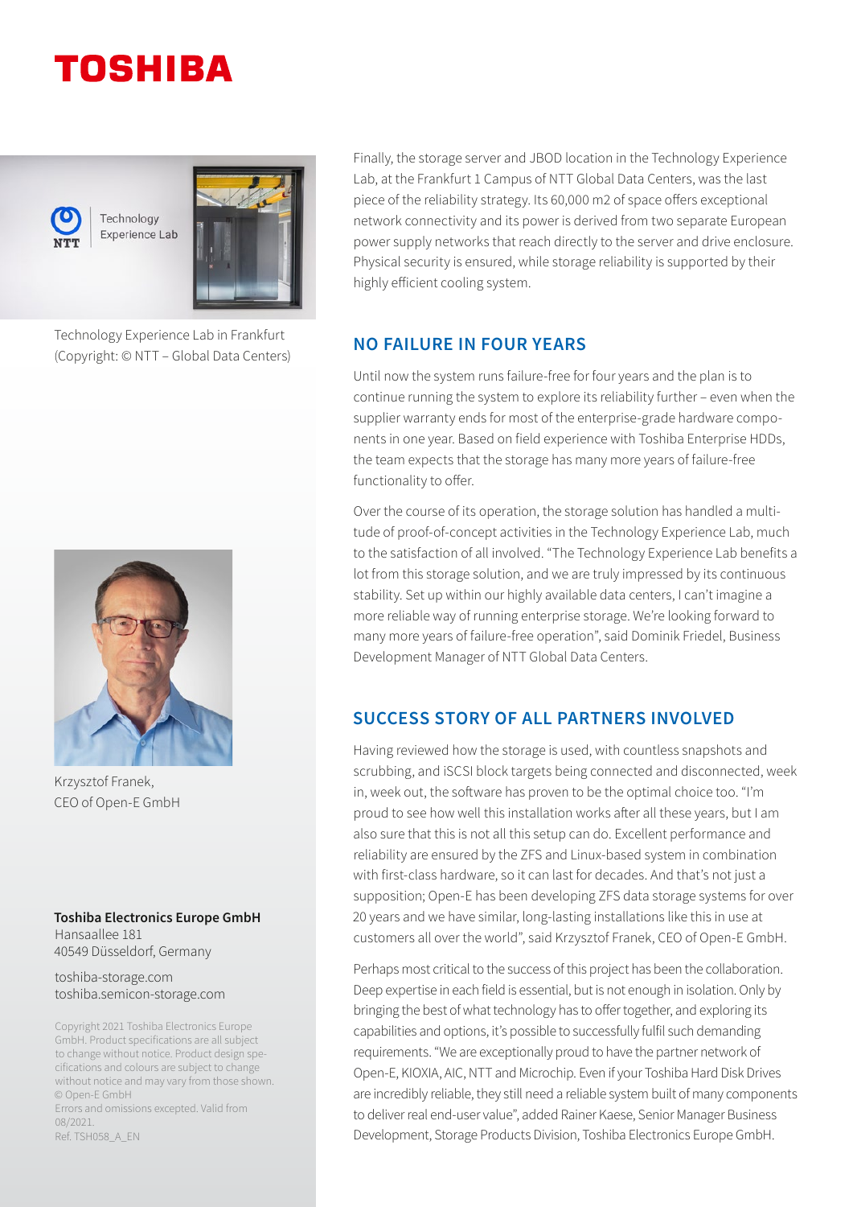Technology Experience Lab in Frankfurt (Copyright: © NTT – Global Data Centers)

Krzysztof Franek, CEO of Open-E GmbH

Finally, the storage server and JBOD location in the Technology Experience Lab, at the Frankfurt 1 Campus of NTT Global Data Centers, was the last piece of the reliability strategy. Its 60,000 m2 of space offers exceptional network connectivity and its power is derived from two separate European power supply networks that reach directly to the server and drive enclosure. Physical security is ensured, while storage reliability is supported by their highly efficient cooling system.

## NO FAILURE IN FOUR YEARS

Until now the system runs failure-free for four years and the plan is to continue running the system to explore its reliability further – even when the supplier warranty ends for most of the enterprise-grade hardware components in one year. Based on field experience with Toshiba Enterprise HDDs, the team expects that the storage has many more years of failure-free functionality to offer.

Over the course of its operation, the storage solution has handled a multitude of proof-of-concept activities in the Technology Experience Lab, much to the satisfaction of all involved. "The Technology Experience Lab benefits a lot from this storage solution, and we are truly impressed by its continuous stability. Set up within our highly available data centers, I can't imagine a more reliable way of running enterprise storage. We're looking forward to many more years of failure-free operation", said Dominik Friedel, Business Development Manager of NTT Global Data Centers.

## SUCCESS STORY OF ALL PARTNERS INVOLVED

Having reviewed how the storage is used, with countless snapshots and scrubbing, and iSCSI block targets being connected and disconnected, week in, week out, the software has proven to be the optimal choice too. "I'm proud to see how well this installation works after all these years, but I am also sure that this is not all this setup can do. Excellent performance and reliability are ensured by the ZFS and Linux-based system in combination with first-class hardware, so it can last for decades. And that's not just a supposition; Open-E has been developing ZFS data storage systems for over 20 years and we have similar, long-lasting installations like this in use at customers all over the world", said Krzysztof Franek, CEO of Open-E GmbH.

Perhaps most critical to the success of this project has been the collaboration. Deep expertise in each field is essential, but is not enough in isolation. Only by bringing the best of what technology has to offer together, and exploring its capabilities and options, it's possible to successfully fulfil such demanding requirements. "We are exceptionally proud to have the partner network of Open-E, KIOXIA, AIC, NTT and Microchip. Even if your Toshiba Hard Disk Drives are incredibly reliable, they still need a reliable system built of many components to deliver real end-user value", added Rainer Kaese, Senior Manager Business Development, Storage Products Division, Toshiba Electronics Europe GmbH.

**Toshiba Electronics Europe GmbH**
Hansaallee 181
40549 Düsseldorf, Germany

toshiba-storage.com
toshiba.semicon-storage.com

Copyright 2021 Toshiba Electronics Europe GmbH. Product specifications are all subject to change without notice. Product design specifications and colours are subject to change without notice and may vary from those shown.
© Open-E GmbH
Errors and omissions excepted. Valid from 08/2021.
Ref. TSH058_A_EN